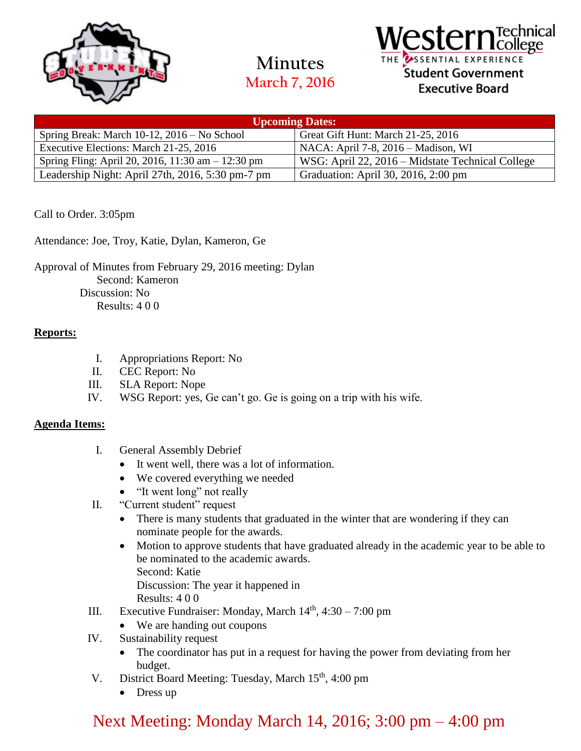# Minutes

March 7, 2016

Western Technical College
THE ESSENTIAL EXPERIENCE
Student Government
Executive Board

| Upcoming Dates: | |
|---|---|
| Spring Break: March 10-12, 2016 – No School | Great Gift Hunt: March 21-25, 2016 |
| Executive Elections: March 21-25, 2016 | NACA: April 7-8, 2016 – Madison, WI |
| Spring Fling: April 20, 2016, 11:30 am – 12:30 pm | WSG: April 22, 2016 – Midstate Technical College |
| Leadership Night: April 27th, 2016, 5:30 pm-7 pm | Graduation: April 30, 2016, 2:00 pm |

Call to Order. 3:05pm

Attendance: Joe, Troy, Katie, Dylan, Kameron, Ge

Approval of Minutes from February 29, 2016 meeting: Dylan
Second: Kameron
Discussion: No
Results: 4 0 0

**Reports:**

I. Appropriations Report: No
II. CEC Report: No
III. SLA Report: Nope
IV. WSG Report: yes, Ge can't go. Ge is going on a trip with his wife.

**Agenda Items:**

I. General Assembly Debrief
- It went well, there was a lot of information.
- We covered everything we needed
- "It went long" not really

II. "Current student" request
- There is many students that graduated in the winter that are wondering if they can nominate people for the awards.
- Motion to approve students that have graduated already in the academic year to be able to be nominated to the academic awards.
  Second: Katie
  Discussion: The year it happened in
  Results: 4 0 0

III. Executive Fundraiser: Monday, March 14th, 4:30 – 7:00 pm
- We are handing out coupons

IV. Sustainability request
- The coordinator has put in a request for having the power from deviating from her budget.

V. District Board Meeting: Tuesday, March 15th, 4:00 pm
- Dress up

Next Meeting: Monday March 14, 2016; 3:00 pm – 4:00 pm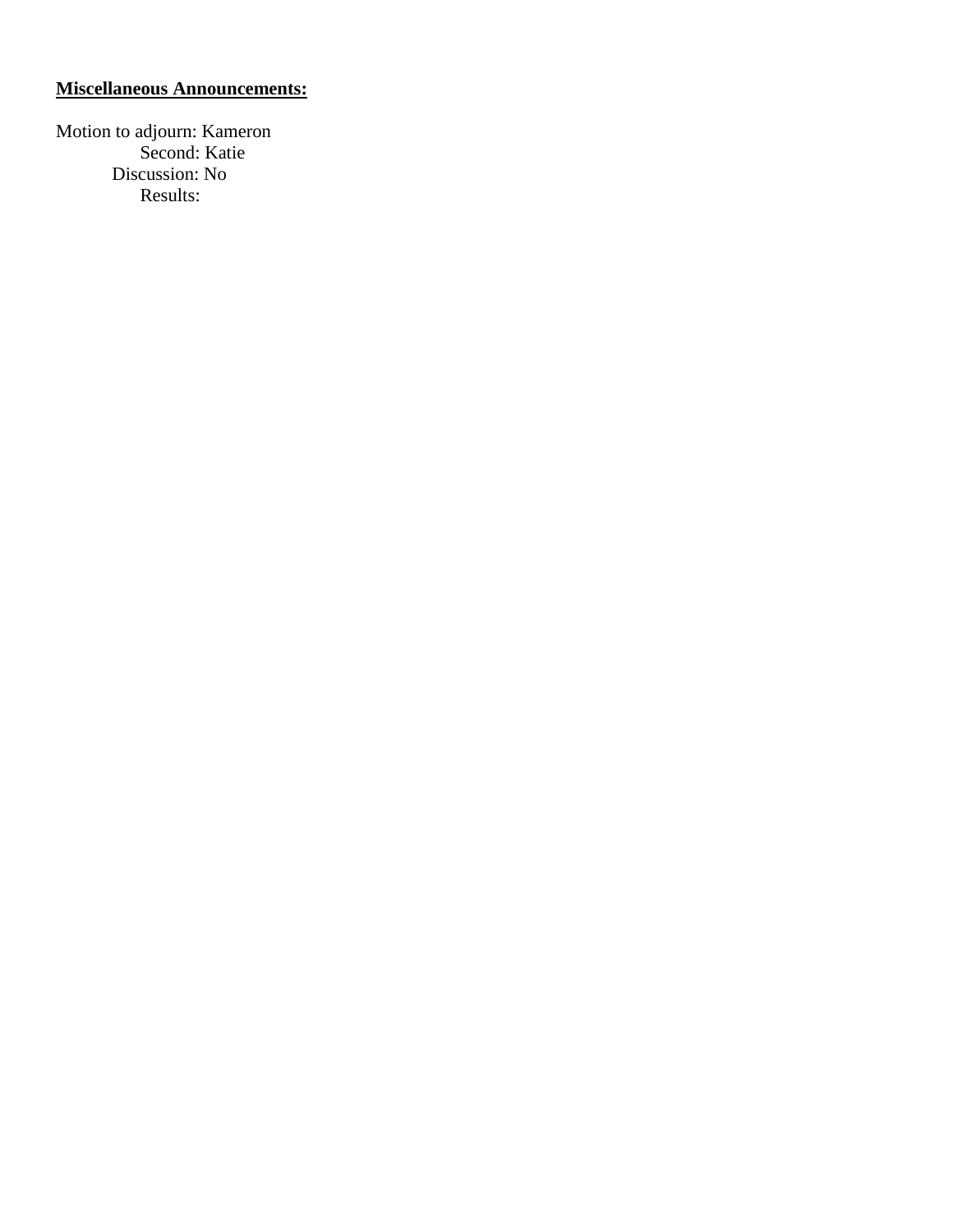**Miscellaneous Announcements:**

Motion to adjourn: Kameron
Second: Katie
Discussion: No
Results: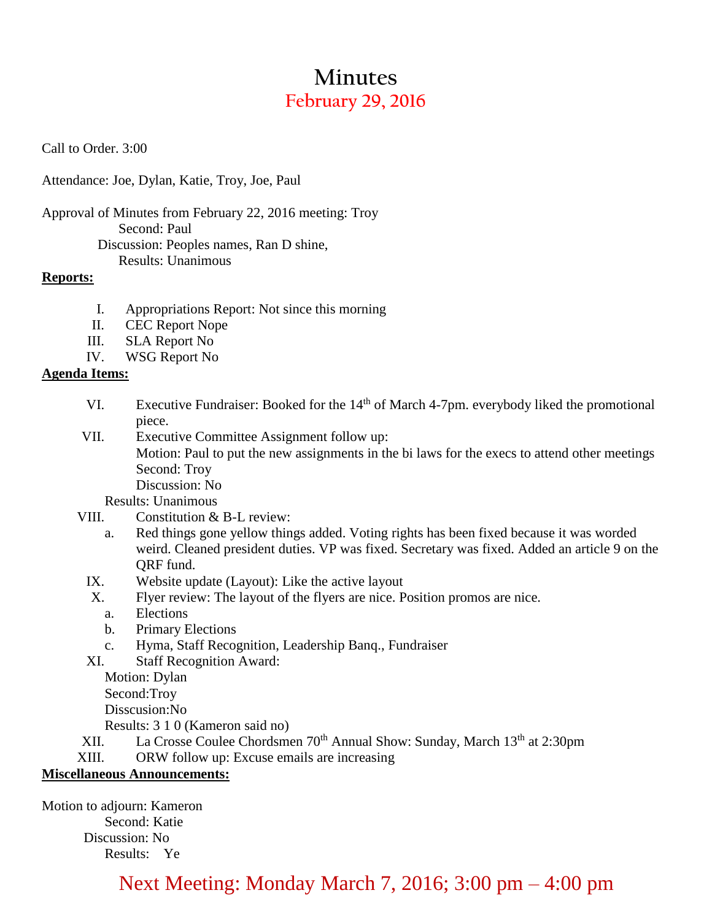# Minutes

## February 29, 2016

Call to Order. 3:00

Attendance: Joe, Dylan, Katie, Troy, Joe, Paul

Approval of Minutes from February 22, 2016 meeting: Troy
Second: Paul
Discussion: Peoples names, Ran D shine,
Results: Unanimous

**Reports:**

I. Appropriations Report: Not since this morning
II. CEC Report Nope
III. SLA Report No
IV. WSG Report No

**Agenda Items:**

VI. Executive Fundraiser: Booked for the 14th of March 4-7pm. everybody liked the promotional piece.

VII. Executive Committee Assignment follow up:
Motion: Paul to put the new assignments in the bi laws for the execs to attend other meetings
Second: Troy
Discussion: No
Results: Unanimous

VIII. Constitution & B-L review:
a. Red things gone yellow things added. Voting rights has been fixed because it was worded weird. Cleaned president duties. VP was fixed. Secretary was fixed. Added an article 9 on the QRF fund.

IX. Website update (Layout): Like the active layout

X. Flyer review: The layout of the flyers are nice. Position promos are nice.
a. Elections
b. Primary Elections
c. Hyma, Staff Recognition, Leadership Banq., Fundraiser

XI. Staff Recognition Award:
Motion: Dylan
Second:Troy
Disscusion:No
Results: 3 1 0 (Kameron said no)

XII. La Crosse Coulee Chordsmen 70th Annual Show: Sunday, March 13th at 2:30pm

XIII. ORW follow up: Excuse emails are increasing

**Miscellaneous Announcements:**

Motion to adjourn: Kameron
Second: Katie
Discussion: No
Results: Ye

Next Meeting: Monday March 7, 2016; 3:00 pm – 4:00 pm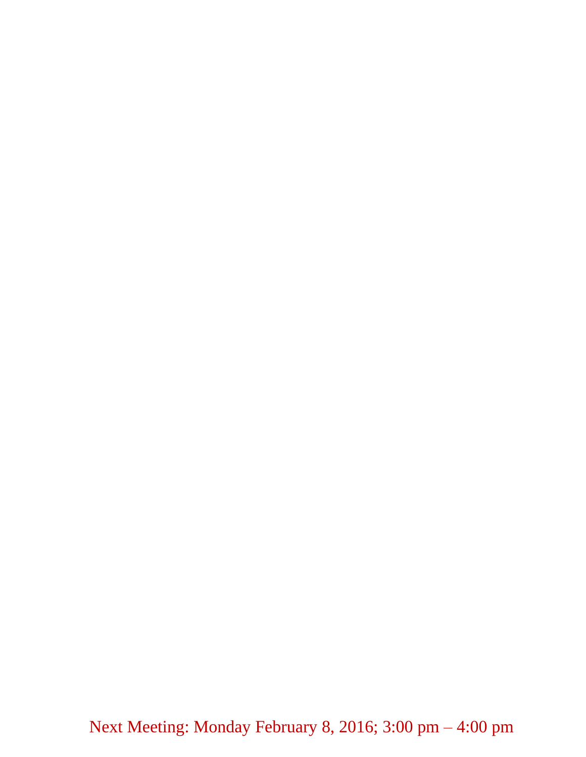Next Meeting: Monday February 8, 2016; 3:00 pm – 4:00 pm